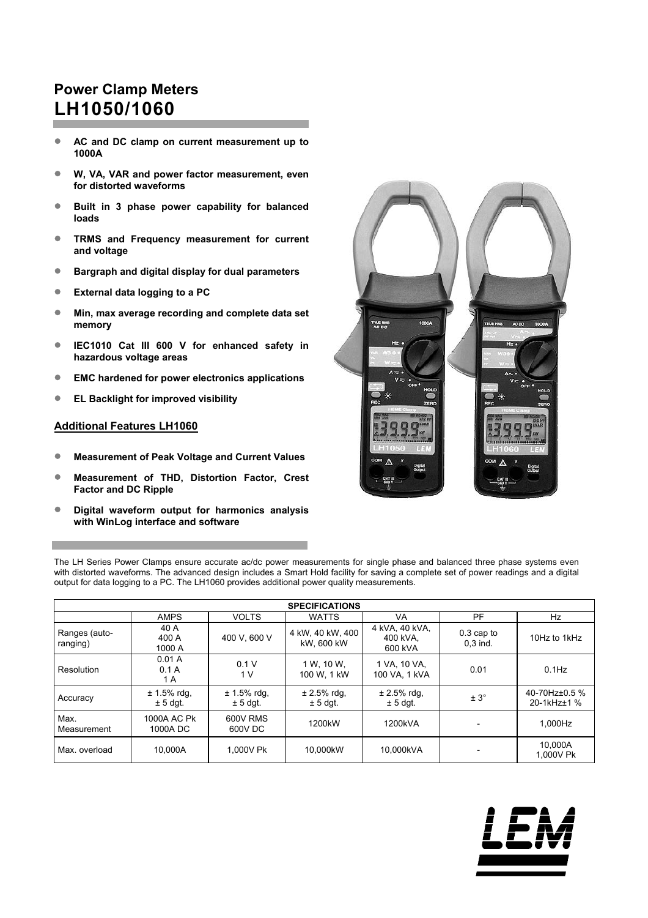# Power Clamp Meters
# LH1050/1060

- **AC and DC clamp on current measurement up to 1000A**
- **W, VA, VAR and power factor measurement, even for distorted waveforms**
- **Built in 3 phase power capability for balanced loads**
- **TRMS and Frequency measurement for current and voltage**
- **Bargraph and digital display for dual parameters**
- **External data logging to a PC**
- **Min, max average recording and complete data set memory**
- **IEC1010 Cat III 600 V for enhanced safety in hazardous voltage areas**
- **EMC hardened for power electronics applications**
- **EL Backlight for improved visibility**

## Additional Features LH1060

- **Measurement of Peak Voltage and Current Values**
- **Measurement of THD, Distortion Factor, Crest Factor and DC Ripple**
- **Digital waveform output for harmonics analysis with WinLog interface and software**

The LH Series Power Clamps ensure accurate ac/dc power measurements for single phase and balanced three phase systems even with distorted waveforms. The advanced design includes a Smart Hold facility for saving a complete set of power readings and a digital output for data logging to a PC. The LH1060 provides additional power quality measurements.

| SPECIFICATIONS | | | | | | |
|---|---|---|---|---|---|---|
| | AMPS | VOLTS | WATTS | VA | PF | Hz |
| Ranges (auto-ranging) | 40 A<br>400 A<br>1000 A | 400 V, 600 V | 4 kW, 40 kW, 400 kW, 600 kW | 4 kVA, 40 kVA, 400 kVA, 600 kVA | 0.3 cap to 0,3 ind. | 10Hz to 1kHz |
| Resolution | 0.01 A<br>0.1 A<br>1 A | 0.1 V<br>1 V | 1 W, 10 W, 100 W, 1 kW | 1 VA, 10 VA, 100 VA, 1 kVA | 0.01 | 0.1Hz |
| Accuracy | ± 1.5% rdg, ± 5 dgt. | ± 1.5% rdg, ± 5 dgt. | ± 2.5% rdg, ± 5 dgt. | ± 2.5% rdg, ± 5 dgt. | ± 3° | 40-70Hz±0.5 %<br>20-1kHz±1 % |
| Max. Measurement | 1000A AC Pk<br>1000A DC | 600V RMS<br>600V DC | 1200kW | 1200kVA | - | 1,000Hz |
| Max. overload | 10,000A | 1,000V Pk | 10,000kW | 10,000kVA | - | 10,000A<br>1,000V Pk |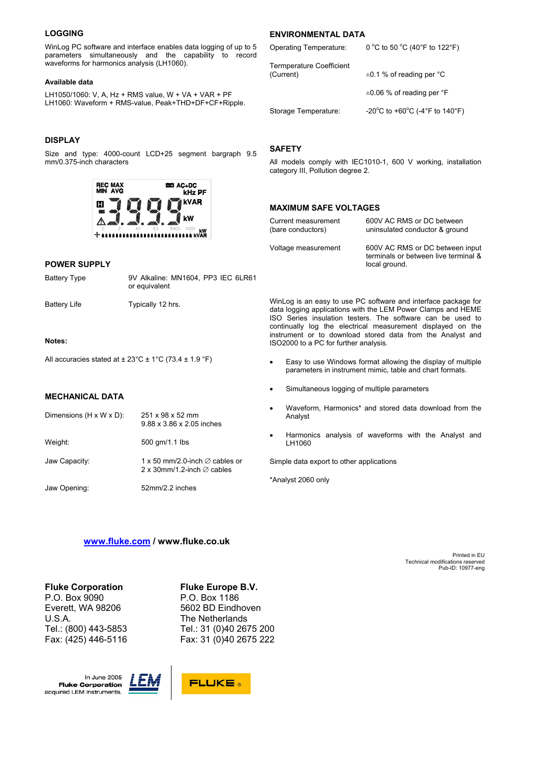## LOGGING

WinLog PC software and interface enables data logging of up to 5 parameters simultaneously and the capability to record waveforms for harmonics analysis (LH1060).

### Available data

LH1050/1060: V, A, Hz + RMS value, W + VA + VAR + PF
LH1060: Waveform + RMS-value, Peak+THD+DF+CF+Ripple.

## DISPLAY

Size and type: 4000-count LCD+25 segment bargraph 9.5 mm/0.375-inch characters

REC MAX MIN AVG AC+DC kHz PF kVAR kW H
3.9.9.9
0 21 42 63 8400 1000 kW kVAR

## POWER SUPPLY

| | |
|---|---|
| Battery Type | 9V Alkaline: MN1604, PP3 IEC 6LR61 or equivalent |
| Battery Life | Typically 12 hrs. |

### Notes:

All accuracies stated at ± 23°C ± 1°C (73.4 ± 1.9 °F)

## MECHANICAL DATA

| | |
|---|---|
| Dimensions (H x W x D): | 251 x 98 x 52 mm<br>9.88 x 3.86 x 2.05 inches |
| Weight: | 500 gm/1.1 lbs |
| Jaw Capacity: | 1 x 50 mm/2.0-inch ∅ cables or<br>2 x 30mm/1.2-inch ∅ cables |
| Jaw Opening: | 52mm/2.2 inches |

## ENVIRONMENTAL DATA

| | |
|---|---|
| Operating Temperature: | 0 °C to 50 °C (40°F to 122°F) |
| Termperature Coefficient (Current) | ±0.1 % of reading per °C |
| | ±0.06 % of reading per °F |
| Storage Temperature: | -20°C to +60°C (-4°F to 140°F) |

## SAFETY

All models comply with IEC1010-1, 600 V working, installation category III, Pollution degree 2.

## MAXIMUM SAFE VOLTAGES

| | |
|---|---|
| Current measurement (bare conductors) | 600V AC RMS or DC between uninsulated conductor & ground |
| Voltage measurement | 600V AC RMS or DC between input terminals or between live terminal & local ground. |

WinLog is an easy to use PC software and interface package for data logging applications with the LEM Power Clamps and HEME ISO Series insulation testers. The software can be used to continually log the electrical measurement displayed on the instrument or to download stored data from the Analyst and ISO2000 to a PC for further analysis.

- Easy to use Windows format allowing the display of multiple parameters in instrument mimic, table and chart formats.
- Simultaneous logging of multiple parameters
- Waveform, Harmonics* and stored data download from the Analyst
- Harmonics analysis of waveforms with the Analyst and LH1060

Simple data export to other applications

*Analyst 2060 only

www.fluke.com / www.fluke.co.uk

Printed in EU
Technical modifications reserved
Pub-ID: 10977-eng

**Fluke Corporation**
P.O. Box 9090
Everett, WA 98206
U.S.A.
Tel.: (800) 443-5853
Fax: (425) 446-5116

**Fluke Europe B.V.**
P.O. Box 1186
5602 BD Eindhoven
The Netherlands
Tel.: 31 (0)40 2675 200
Fax: 31 (0)40 2675 222

In June 2005 **Fluke Corporation** acquired LEM Instruments.

LEM FLUKE®